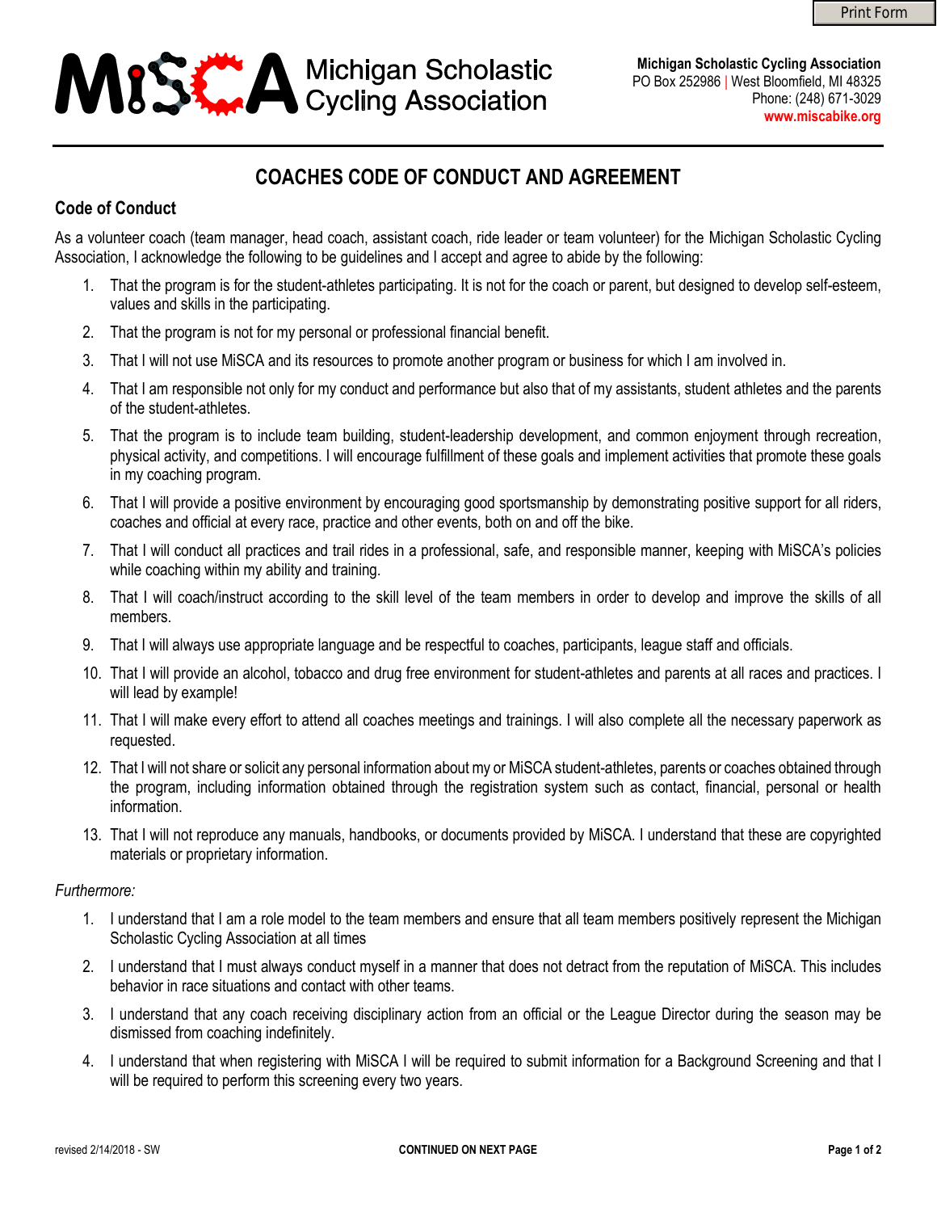# MiSCA Michigan Scholastic Cycling Association

**Michigan Scholastic Cycling Association**
PO Box 252986 | West Bloomfield, MI 48325
Phone: (248) 671-3029
**www.miscabike.org**

## COACHES CODE OF CONDUCT AND AGREEMENT

### Code of Conduct

As a volunteer coach (team manager, head coach, assistant coach, ride leader or team volunteer) for the Michigan Scholastic Cycling Association, I acknowledge the following to be guidelines and I accept and agree to abide by the following:

1. That the program is for the student-athletes participating. It is not for the coach or parent, but designed to develop self-esteem, values and skills in the participating.
2. That the program is not for my personal or professional financial benefit.
3. That I will not use MiSCA and its resources to promote another program or business for which I am involved in.
4. That I am responsible not only for my conduct and performance but also that of my assistants, student athletes and the parents of the student-athletes.
5. That the program is to include team building, student-leadership development, and common enjoyment through recreation, physical activity, and competitions. I will encourage fulfillment of these goals and implement activities that promote these goals in my coaching program.
6. That I will provide a positive environment by encouraging good sportsmanship by demonstrating positive support for all riders, coaches and official at every race, practice and other events, both on and off the bike.
7. That I will conduct all practices and trail rides in a professional, safe, and responsible manner, keeping with MiSCA's policies while coaching within my ability and training.
8. That I will coach/instruct according to the skill level of the team members in order to develop and improve the skills of all members.
9. That I will always use appropriate language and be respectful to coaches, participants, league staff and officials.
10. That I will provide an alcohol, tobacco and drug free environment for student-athletes and parents at all races and practices. I will lead by example!
11. That I will make every effort to attend all coaches meetings and trainings. I will also complete all the necessary paperwork as requested.
12. That I will not share or solicit any personal information about my or MiSCA student-athletes, parents or coaches obtained through the program, including information obtained through the registration system such as contact, financial, personal or health information.
13. That I will not reproduce any manuals, handbooks, or documents provided by MiSCA. I understand that these are copyrighted materials or proprietary information.

*Furthermore:*

1. I understand that I am a role model to the team members and ensure that all team members positively represent the Michigan Scholastic Cycling Association at all times
2. I understand that I must always conduct myself in a manner that does not detract from the reputation of MiSCA. This includes behavior in race situations and contact with other teams.
3. I understand that any coach receiving disciplinary action from an official or the League Director during the season may be dismissed from coaching indefinitely.
4. I understand that when registering with MiSCA I will be required to submit information for a Background Screening and that I will be required to perform this screening every two years.

revised 2/14/2018 - SW

**CONTINUED ON NEXT PAGE**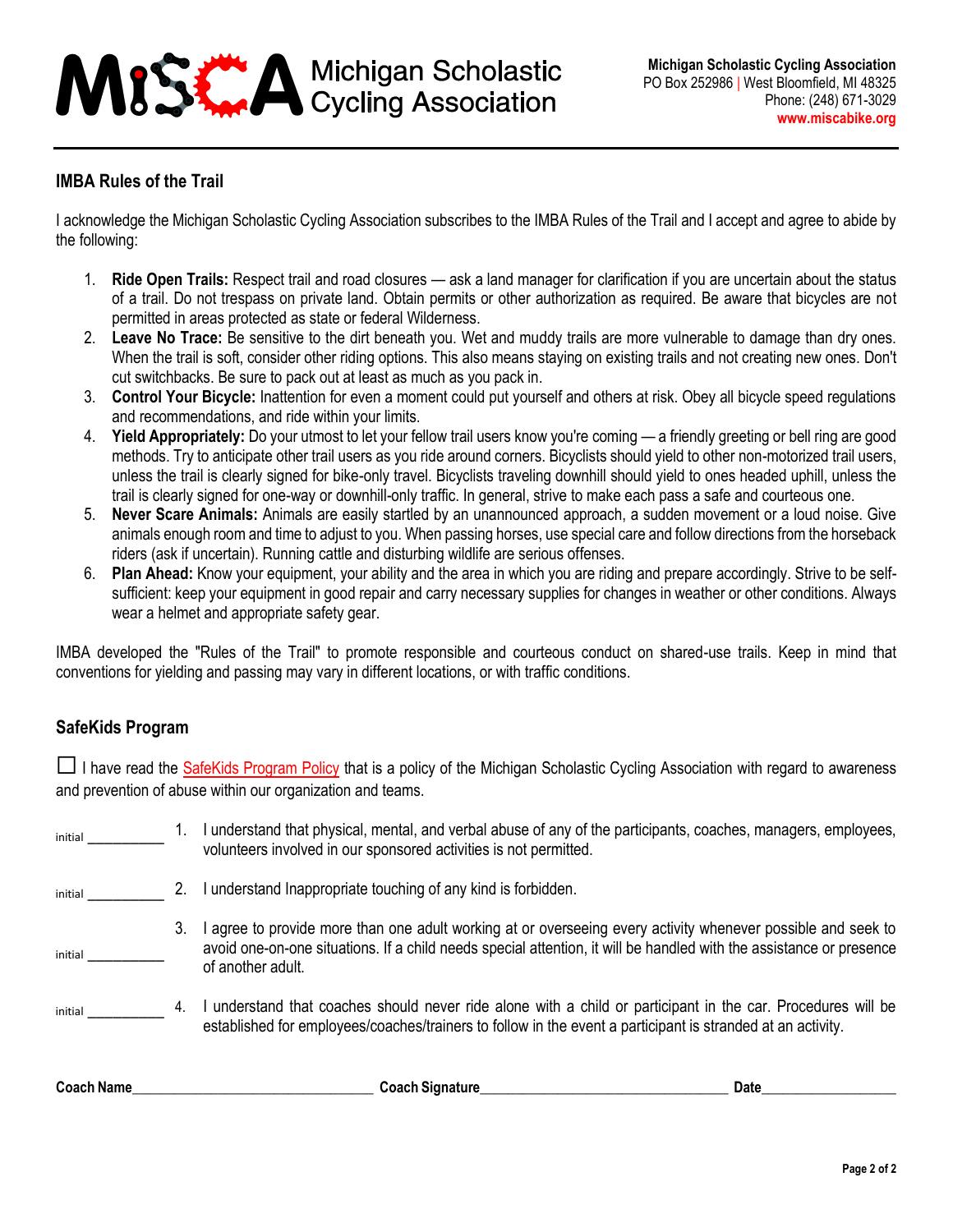Michigan Scholastic Cycling Association

**Michigan Scholastic Cycling Association**
PO Box 252986 | West Bloomfield, MI 48325
Phone: (248) 671-3029
**www.miscabike.org**

## IMBA Rules of the Trail

I acknowledge the Michigan Scholastic Cycling Association subscribes to the IMBA Rules of the Trail and I accept and agree to abide by the following:

1. **Ride Open Trails:** Respect trail and road closures — ask a land manager for clarification if you are uncertain about the status of a trail. Do not trespass on private land. Obtain permits or other authorization as required. Be aware that bicycles are not permitted in areas protected as state or federal Wilderness.
2. **Leave No Trace:** Be sensitive to the dirt beneath you. Wet and muddy trails are more vulnerable to damage than dry ones. When the trail is soft, consider other riding options. This also means staying on existing trails and not creating new ones. Don't cut switchbacks. Be sure to pack out at least as much as you pack in.
3. **Control Your Bicycle:** Inattention for even a moment could put yourself and others at risk. Obey all bicycle speed regulations and recommendations, and ride within your limits.
4. **Yield Appropriately:** Do your utmost to let your fellow trail users know you're coming — a friendly greeting or bell ring are good methods. Try to anticipate other trail users as you ride around corners. Bicyclists should yield to other non-motorized trail users, unless the trail is clearly signed for bike-only travel. Bicyclists traveling downhill should yield to ones headed uphill, unless the trail is clearly signed for one-way or downhill-only traffic. In general, strive to make each pass a safe and courteous one.
5. **Never Scare Animals:** Animals are easily startled by an unannounced approach, a sudden movement or a loud noise. Give animals enough room and time to adjust to you. When passing horses, use special care and follow directions from the horseback riders (ask if uncertain). Running cattle and disturbing wildlife are serious offenses.
6. **Plan Ahead:** Know your equipment, your ability and the area in which you are riding and prepare accordingly. Strive to be self-sufficient: keep your equipment in good repair and carry necessary supplies for changes in weather or other conditions. Always wear a helmet and appropriate safety gear.

IMBA developed the "Rules of the Trail" to promote responsible and courteous conduct on shared-use trails. Keep in mind that conventions for yielding and passing may vary in different locations, or with traffic conditions.

## SafeKids Program

☐ I have read the SafeKids Program Policy that is a policy of the Michigan Scholastic Cycling Association with regard to awareness and prevention of abuse within our organization and teams.

initial __________ 1. I understand that physical, mental, and verbal abuse of any of the participants, coaches, managers, employees, volunteers involved in our sponsored activities is not permitted.

initial __________ 2. I understand Inappropriate touching of any kind is forbidden.

initial __________ 3. I agree to provide more than one adult working at or overseeing every activity whenever possible and seek to avoid one-on-one situations. If a child needs special attention, it will be handled with the assistance or presence of another adult.

initial __________ 4. I understand that coaches should never ride alone with a child or participant in the car. Procedures will be established for employees/coaches/trainers to follow in the event a participant is stranded at an activity.

**Coach Name**________________________________ **Coach Signature**_________________________________ **Date**__________________